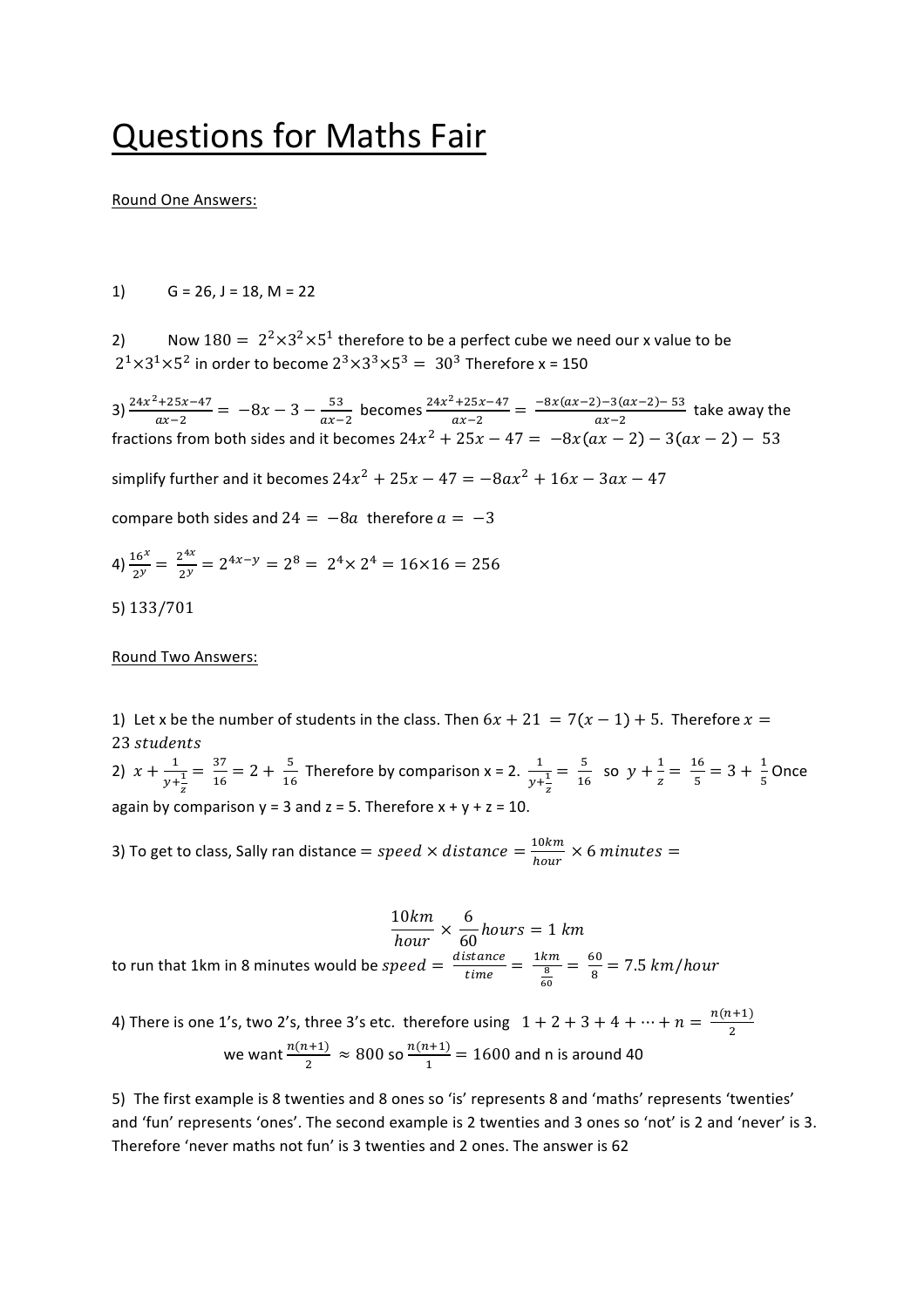# Questions for Maths Fair

Round One Answers:

1) G = 26, J = 18, M = 22

2) Now $180 = 2^2 \times 3^2 \times 5^1$ therefore to be a perfect cube we need our x value to be $2^1 \times 3^1 \times 5^2$ in order to become $2^3 \times 3^3 \times 5^3 = 30^3$ Therefore x = 150

3) $\frac{24x^2+25x-47}{ax-2} = -8x - 3 - \frac{53}{ax-2}$ becomes $\frac{24x^2+25x-47}{ax-2} = \frac{-8x(ax-2)-3(ax-2)-53}{ax-2}$ take away the fractions from both sides and it becomes $24x^2 + 25x - 47 = -8x(ax-2) - 3(ax-2) - 53$

simplify further and it becomes $24x^2 + 25x - 47 = -8ax^2 + 16x - 3ax - 47$

compare both sides and $24 = -8a$ therefore $a = -3$

4) $\frac{16^x}{2^y} = \frac{2^{4x}}{2^y} = 2^{4x-y} = 2^8 = 2^4 \times 2^4 = 16 \times 16 = 256$

5) $133/701$

Round Two Answers:

1) Let x be the number of students in the class. Then $6x + 21 = 7(x-1) + 5$. Therefore $x = 23\ students$

2) $x + \frac{1}{y+\frac{1}{z}} = \frac{37}{16} = 2 + \frac{5}{16}$ Therefore by comparison x = 2. $\frac{1}{y+\frac{1}{z}} = \frac{5}{16}$ so $y + \frac{1}{z} = \frac{16}{5} = 3 + \frac{1}{5}$ Once again by comparison y = 3 and z = 5. Therefore x + y + z = 10.

3) To get to class, Sally ran distance $= speed \times distance = \frac{10km}{hour} \times 6\ minutes =$

$$\frac{10km}{hour} \times \frac{6}{60} hours = 1\ km$$

to run that 1km in 8 minutes would be $speed = \frac{distance}{time} = \frac{1km}{\frac{8}{60}} = \frac{60}{8} = 7.5\ km/hour$

4) There is one 1's, two 2's, three 3's etc. therefore using $1 + 2 + 3 + 4 + \cdots + n = \frac{n(n+1)}{2}$

we want $\frac{n(n+1)}{2} \approx 800$ so $\frac{n(n+1)}{1} = 1600$ and n is around 40

5) The first example is 8 twenties and 8 ones so 'is' represents 8 and 'maths' represents 'twenties' and 'fun' represents 'ones'. The second example is 2 twenties and 3 ones so 'not' is 2 and 'never' is 3. Therefore 'never maths not fun' is 3 twenties and 2 ones. The answer is 62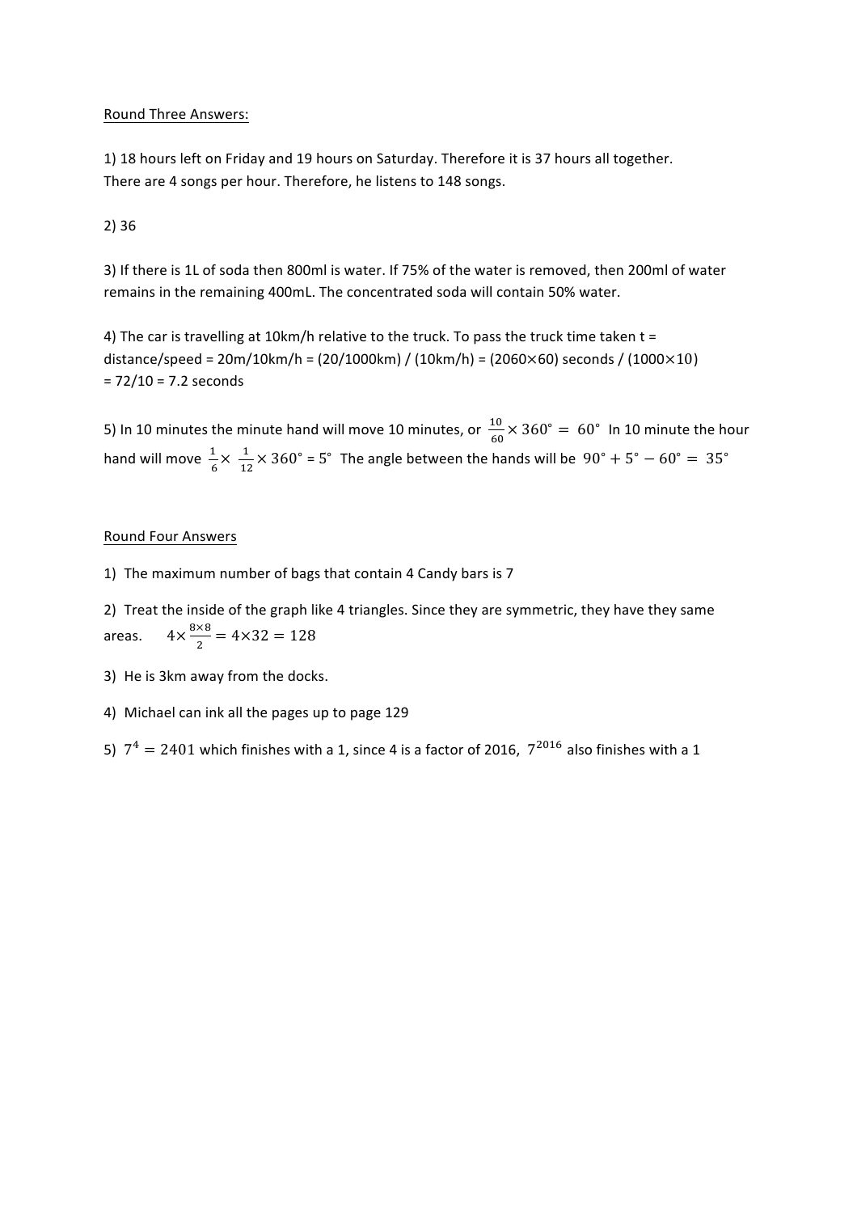Round Three Answers:

1) 18 hours left on Friday and 19 hours on Saturday. Therefore it is 37 hours all together. There are 4 songs per hour. Therefore, he listens to 148 songs.

2) 36

3) If there is 1L of soda then 800ml is water. If 75% of the water is removed, then 200ml of water remains in the remaining 400mL. The concentrated soda will contain 50% water.

4) The car is travelling at 10km/h relative to the truck. To pass the truck time taken t = distance/speed = 20m/10km/h = (20/1000km) / (10km/h) = (2060$\times$60) seconds / (1000$\times$10) = 72/10 = 7.2 seconds

5) In 10 minutes the minute hand will move 10 minutes, or $\frac{10}{60} \times 360^\circ = 60^\circ$ In 10 minute the hour hand will move $\frac{1}{6} \times \frac{1}{12} \times 360^\circ = 5^\circ$ The angle between the hands will be $90^\circ + 5^\circ - 60^\circ = 35^\circ$

Round Four Answers

1) The maximum number of bags that contain 4 Candy bars is 7

2) Treat the inside of the graph like 4 triangles. Since they are symmetric, they have they same areas. $4 \times \frac{8 \times 8}{2} = 4 \times 32 = 128$

3) He is 3km away from the docks.

4) Michael can ink all the pages up to page 129

5) $7^4 = 2401$ which finishes with a 1, since 4 is a factor of 2016, $7^{2016}$ also finishes with a 1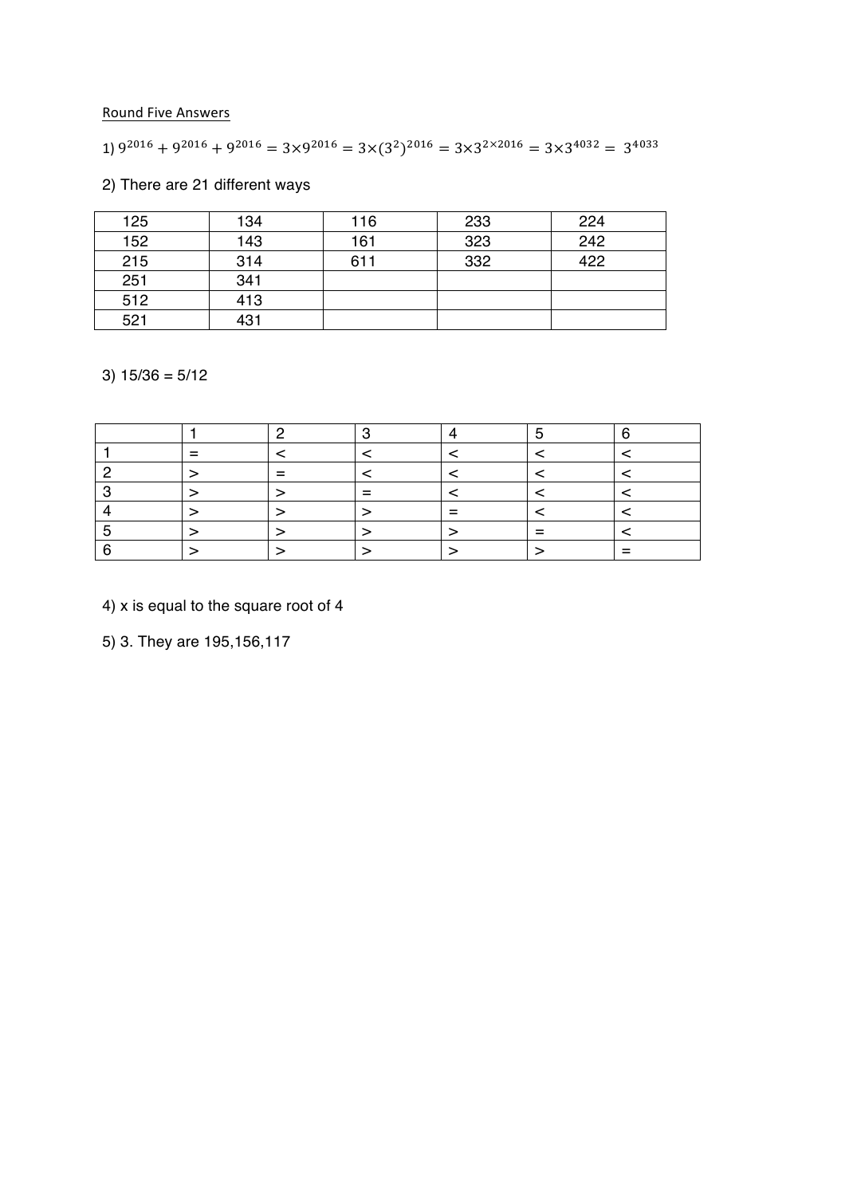Round Five Answers

1) $9^{2016} + 9^{2016} + 9^{2016} = 3 \times 9^{2016} = 3 \times (3^2)^{2016} = 3 \times 3^{2 \times 2016} = 3 \times 3^{4032} = 3^{4033}$

2) There are 21 different ways

| | | | | |
|---|---|---|---|---|
| 125 | 134 | 116 | 233 | 224 |
| 152 | 143 | 161 | 323 | 242 |
| 215 | 314 | 611 | 332 | 422 |
| 251 | 341 | | | |
| 512 | 413 | | | |
| 521 | 431 | | | |

3) 15/36 = 5/12

| | 1 | 2 | 3 | 4 | 5 | 6 |
|---|---|---|---|---|---|---|
| 1 | = | < | < | < | < | < |
| 2 | > | = | < | < | < | < |
| 3 | > | > | = | < | < | < |
| 4 | > | > | > | = | < | < |
| 5 | > | > | > | > | = | < |
| 6 | > | > | > | > | > | = |

4) x is equal to the square root of 4

5) 3. They are 195,156,117